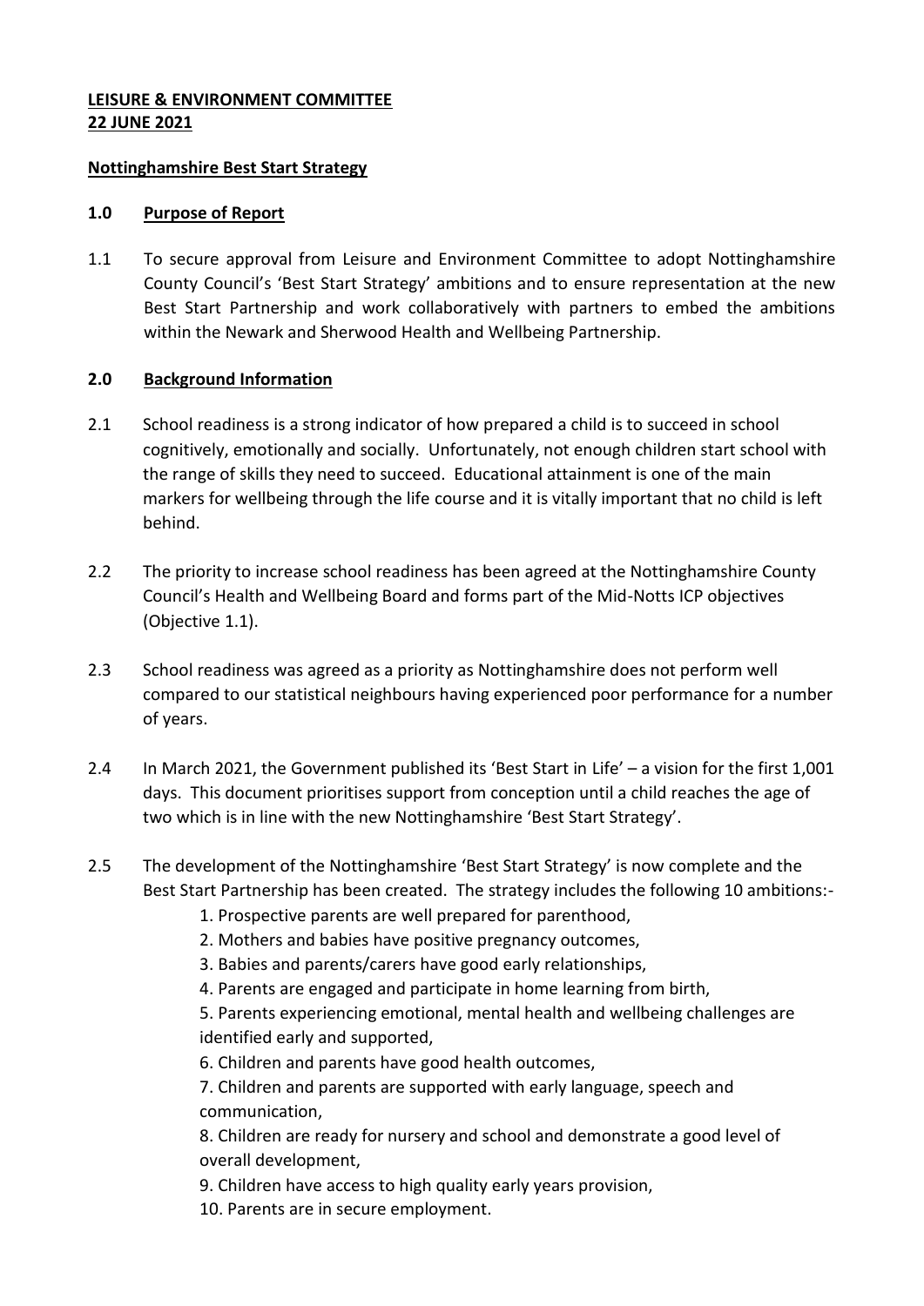**LEISURE & ENVIRONMENT COMMITTEE**
**22 JUNE 2021**

**Nottinghamshire Best Start Strategy**

**1.0 Purpose of Report**

1.1 To secure approval from Leisure and Environment Committee to adopt Nottinghamshire County Council's 'Best Start Strategy' ambitions and to ensure representation at the new Best Start Partnership and work collaboratively with partners to embed the ambitions within the Newark and Sherwood Health and Wellbeing Partnership.

**2.0 Background Information**

2.1 School readiness is a strong indicator of how prepared a child is to succeed in school cognitively, emotionally and socially. Unfortunately, not enough children start school with the range of skills they need to succeed. Educational attainment is one of the main markers for wellbeing through the life course and it is vitally important that no child is left behind.

2.2 The priority to increase school readiness has been agreed at the Nottinghamshire County Council's Health and Wellbeing Board and forms part of the Mid-Notts ICP objectives (Objective 1.1).

2.3 School readiness was agreed as a priority as Nottinghamshire does not perform well compared to our statistical neighbours having experienced poor performance for a number of years.

2.4 In March 2021, the Government published its 'Best Start in Life' – a vision for the first 1,001 days. This document prioritises support from conception until a child reaches the age of two which is in line with the new Nottinghamshire 'Best Start Strategy'.

2.5 The development of the Nottinghamshire 'Best Start Strategy' is now complete and the Best Start Partnership has been created. The strategy includes the following 10 ambitions:-

1. Prospective parents are well prepared for parenthood,
2. Mothers and babies have positive pregnancy outcomes,
3. Babies and parents/carers have good early relationships,
4. Parents are engaged and participate in home learning from birth,
5. Parents experiencing emotional, mental health and wellbeing challenges are identified early and supported,
6. Children and parents have good health outcomes,
7. Children and parents are supported with early language, speech and communication,
8. Children are ready for nursery and school and demonstrate a good level of overall development,
9. Children have access to high quality early years provision,
10. Parents are in secure employment.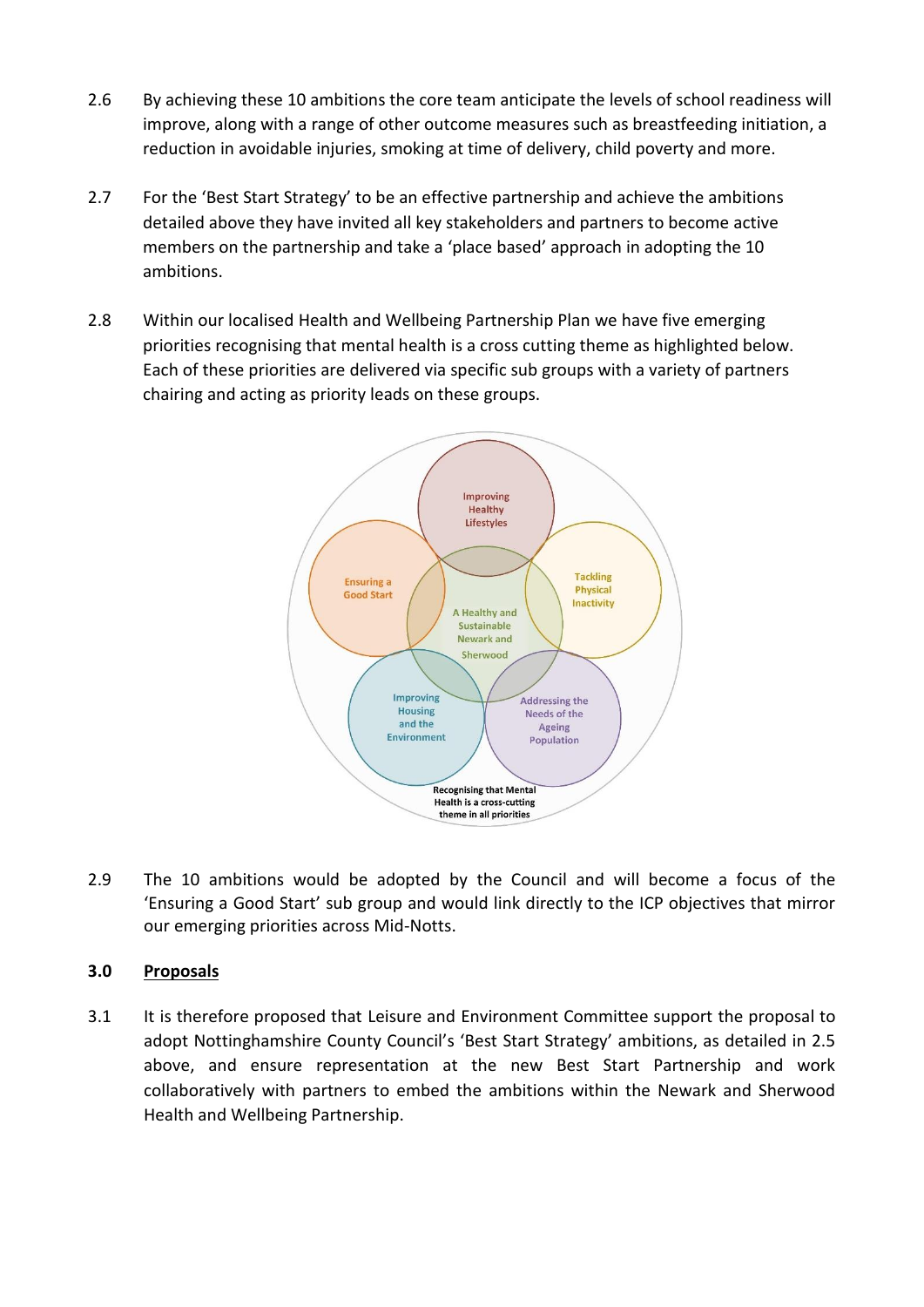2.6 By achieving these 10 ambitions the core team anticipate the levels of school readiness will improve, along with a range of other outcome measures such as breastfeeding initiation, a reduction in avoidable injuries, smoking at time of delivery, child poverty and more.

2.7 For the 'Best Start Strategy' to be an effective partnership and achieve the ambitions detailed above they have invited all key stakeholders and partners to become active members on the partnership and take a 'place based' approach in adopting the 10 ambitions.

2.8 Within our localised Health and Wellbeing Partnership Plan we have five emerging priorities recognising that mental health is a cross cutting theme as highlighted below. Each of these priorities are delivered via specific sub groups with a variety of partners chairing and acting as priority leads on these groups.

Improving Healthy Lifestyles

Ensuring a Good Start

Tackling Physical Inactivity

A Healthy and Sustainable Newark and Sherwood

Improving Housing and the Environment

Addressing the Needs of the Ageing Population

Recognising that Mental Health is a cross-cutting theme in all priorities

2.9 The 10 ambitions would be adopted by the Council and will become a focus of the 'Ensuring a Good Start' sub group and would link directly to the ICP objectives that mirror our emerging priorities across Mid-Notts.

## 3.0 Proposals

3.1 It is therefore proposed that Leisure and Environment Committee support the proposal to adopt Nottinghamshire County Council's 'Best Start Strategy' ambitions, as detailed in 2.5 above, and ensure representation at the new Best Start Partnership and work collaboratively with partners to embed the ambitions within the Newark and Sherwood Health and Wellbeing Partnership.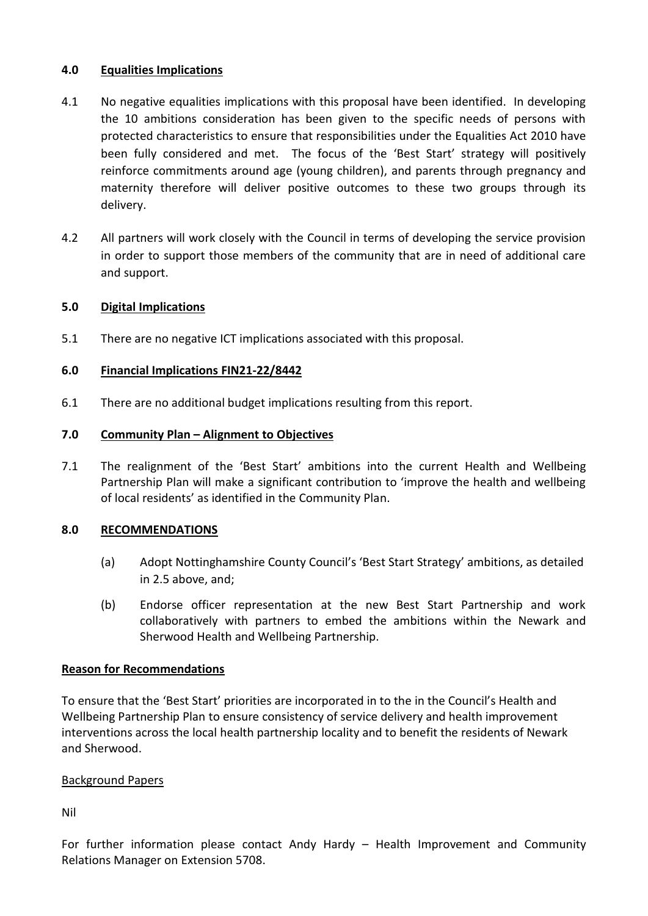## 4.0 Equalities Implications

4.1 No negative equalities implications with this proposal have been identified. In developing the 10 ambitions consideration has been given to the specific needs of persons with protected characteristics to ensure that responsibilities under the Equalities Act 2010 have been fully considered and met. The focus of the 'Best Start' strategy will positively reinforce commitments around age (young children), and parents through pregnancy and maternity therefore will deliver positive outcomes to these two groups through its delivery.

4.2 All partners will work closely with the Council in terms of developing the service provision in order to support those members of the community that are in need of additional care and support.

## 5.0 Digital Implications

5.1 There are no negative ICT implications associated with this proposal.

## 6.0 Financial Implications FIN21-22/8442

6.1 There are no additional budget implications resulting from this report.

## 7.0 Community Plan – Alignment to Objectives

7.1 The realignment of the 'Best Start' ambitions into the current Health and Wellbeing Partnership Plan will make a significant contribution to 'improve the health and wellbeing of local residents' as identified in the Community Plan.

## 8.0 RECOMMENDATIONS

(a) Adopt Nottinghamshire County Council's 'Best Start Strategy' ambitions, as detailed in 2.5 above, and;

(b) Endorse officer representation at the new Best Start Partnership and work collaboratively with partners to embed the ambitions within the Newark and Sherwood Health and Wellbeing Partnership.

**Reason for Recommendations**

To ensure that the 'Best Start' priorities are incorporated in to the in the Council's Health and Wellbeing Partnership Plan to ensure consistency of service delivery and health improvement interventions across the local health partnership locality and to benefit the residents of Newark and Sherwood.

Background Papers

Nil

For further information please contact Andy Hardy – Health Improvement and Community Relations Manager on Extension 5708.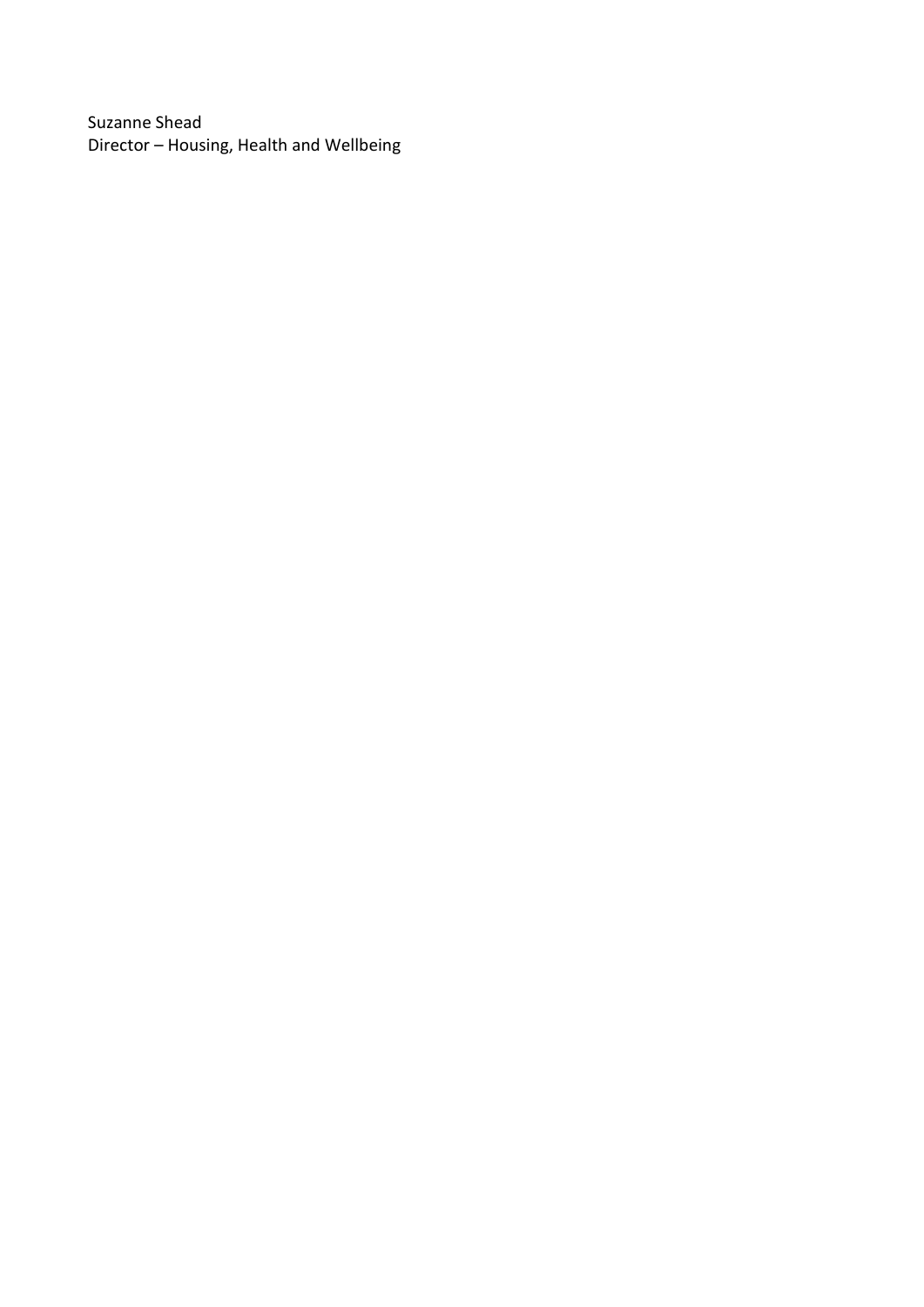Suzanne Shead
Director – Housing, Health and Wellbeing